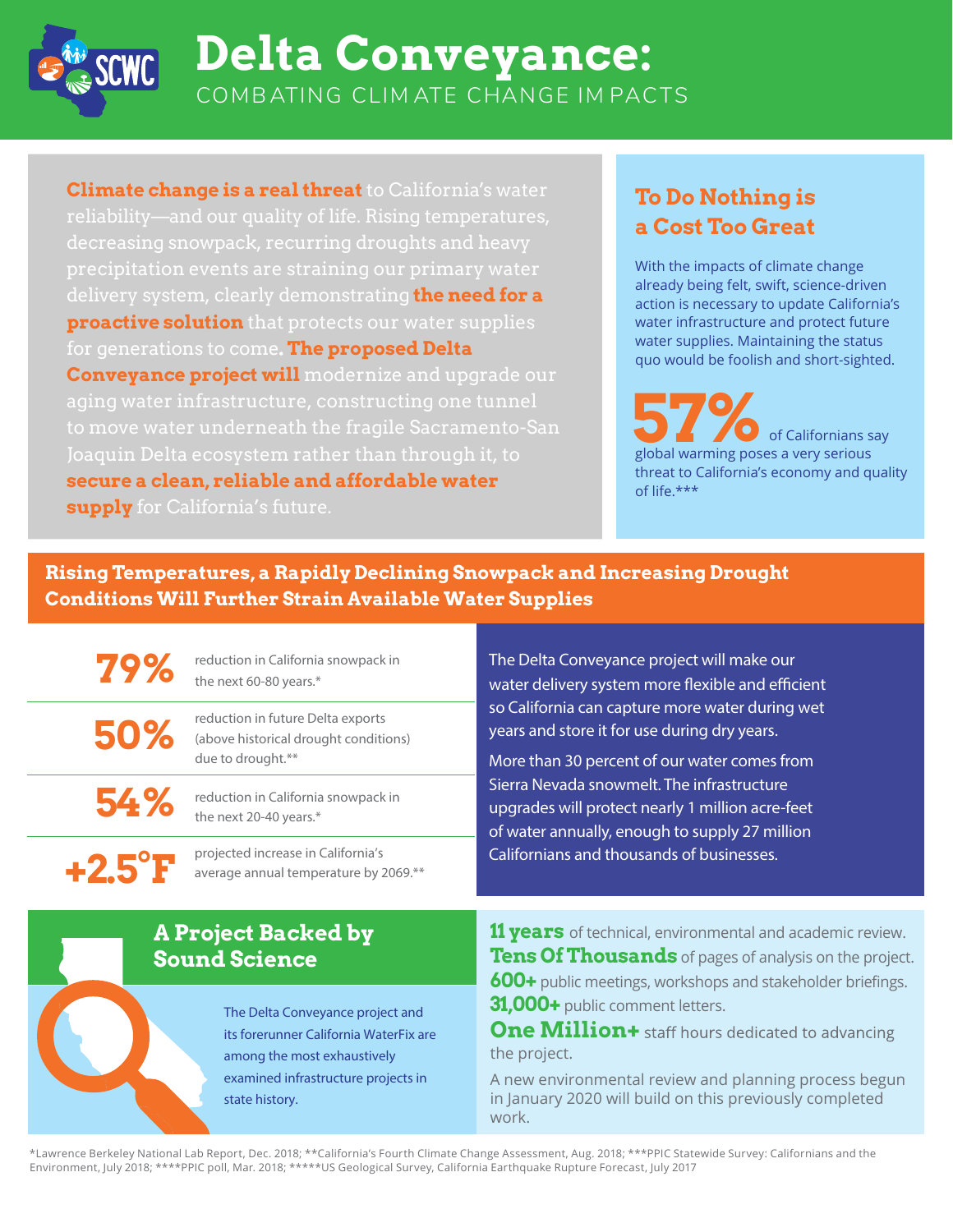# Delta Conveyance:

## COMBATING CLIMATE CHANGE IMPACTS

**Climate change is a real threat** to California's water reliability—and our quality of life. Rising temperatures, decreasing snowpack, recurring droughts and heavy precipitation events are straining our primary water delivery system, clearly demonstrating **the need for a proactive solution** that protects our water supplies for generations to come**. The proposed Delta Conveyance project will** modernize and upgrade our aging water infrastructure, constructing one tunnel to move water underneath the fragile Sacramento-San Joaquin Delta ecosystem rather than through it, to **secure a clean, reliable and affordable water supply** for California's future.

## To Do Nothing is a Cost Too Great

With the impacts of climate change already being felt, swift, science-driven action is necessary to update California's water infrastructure and protect future water supplies. Maintaining the status quo would be foolish and short-sighted.

**57%** of Californians say global warming poses a very serious threat to California's economy and quality of life.***

## Rising Temperatures, a Rapidly Declining Snowpack and Increasing Drought Conditions Will Further Strain Available Water Supplies

| | |
|---|---|
| **79%** | reduction in California snowpack in the next 60-80 years.* |
| **50%** | reduction in future Delta exports (above historical drought conditions) due to drought.** |
| **54%** | reduction in California snowpack in the next 20-40 years.* |
| **+2.5°F** | projected increase in California's average annual temperature by 2069.** |

The Delta Conveyance project will make our water delivery system more flexible and efficient so California can capture more water during wet years and store it for use during dry years.

More than 30 percent of our water comes from Sierra Nevada snowmelt. The infrastructure upgrades will protect nearly 1 million acre-feet of water annually, enough to supply 27 million Californians and thousands of businesses.

## A Project Backed by Sound Science

The Delta Conveyance project and its forerunner California WaterFix are among the most exhaustively examined infrastructure projects in state history.

**11 years** of technical, environmental and academic review.
**Tens Of Thousands** of pages of analysis on the project.
**600+** public meetings, workshops and stakeholder briefings.
**31,000+** public comment letters.
**One Million+** staff hours dedicated to advancing the project.

A new environmental review and planning process begun in January 2020 will build on this previously completed work.

*Lawrence Berkeley National Lab Report, Dec. 2018; **California's Fourth Climate Change Assessment, Aug. 2018; ***PPIC Statewide Survey: Californians and the Environment, July 2018; ****PPIC poll, Mar. 2018; *****US Geological Survey, California Earthquake Rupture Forecast, July 2017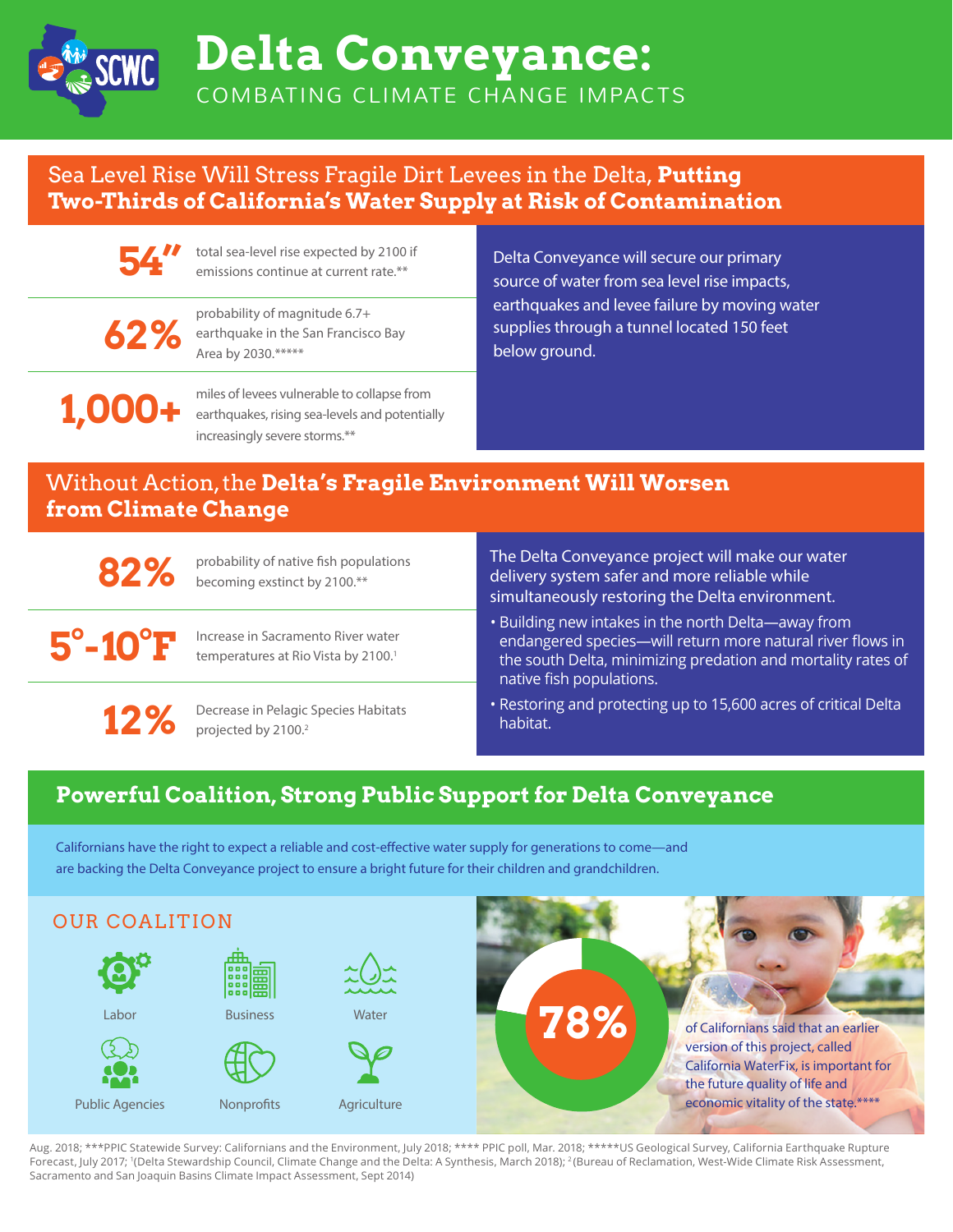# Delta Conveyance:

COMBATING CLIMATE CHANGE IMPACTS

## Sea Level Rise Will Stress Fragile Dirt Levees in the Delta, **Putting Two-Thirds of California's Water Supply at Risk of Contamination**

**54"** total sea-level rise expected by 2100 if emissions continue at current rate.**

**62%** probability of magnitude 6.7+ earthquake in the San Francisco Bay Area by 2030.*****

**1,000+** miles of levees vulnerable to collapse from earthquakes, rising sea-levels and potentially increasingly severe storms.**

Delta Conveyance will secure our primary source of water from sea level rise impacts, earthquakes and levee failure by moving water supplies through a tunnel located 150 feet below ground.

## Without Action, the **Delta's Fragile Environment Will Worsen from Climate Change**

**82%** probability of native fish populations becoming exstinct by 2100.**

**5°-10°F** Increase in Sacramento River water temperatures at Rio Vista by 2100.[1]

**12%** Decrease in Pelagic Species Habitats projected by 2100.[2]

The Delta Conveyance project will make our water delivery system safer and more reliable while simultaneously restoring the Delta environment.

- Building new intakes in the north Delta—away from endangered species—will return more natural river flows in the south Delta, minimizing predation and mortality rates of native fish populations.
- Restoring and protecting up to 15,600 acres of critical Delta habitat.

## Powerful Coalition, Strong Public Support for Delta Conveyance

Californians have the right to expect a reliable and cost-effective water supply for generations to come—and are backing the Delta Conveyance project to ensure a bright future for their children and grandchildren.

### OUR COALITION

- Labor
- Business
- Water
- Public Agencies
- Nonprofits
- Agriculture

**78%** of Californians said that an earlier version of this project, called California WaterFix, is important for the future quality of life and economic vitality of the state.****

Aug. 2018; ***PPIC Statewide Survey: Californians and the Environment, July 2018; **** PPIC poll, Mar. 2018; *****US Geological Survey, California Earthquake Rupture Forecast, July 2017; [1](Delta Stewardship Council, Climate Change and the Delta: A Synthesis, March 2018); [2](Bureau of Reclamation, West-Wide Climate Risk Assessment, Sacramento and San Joaquin Basins Climate Impact Assessment, Sept 2014)